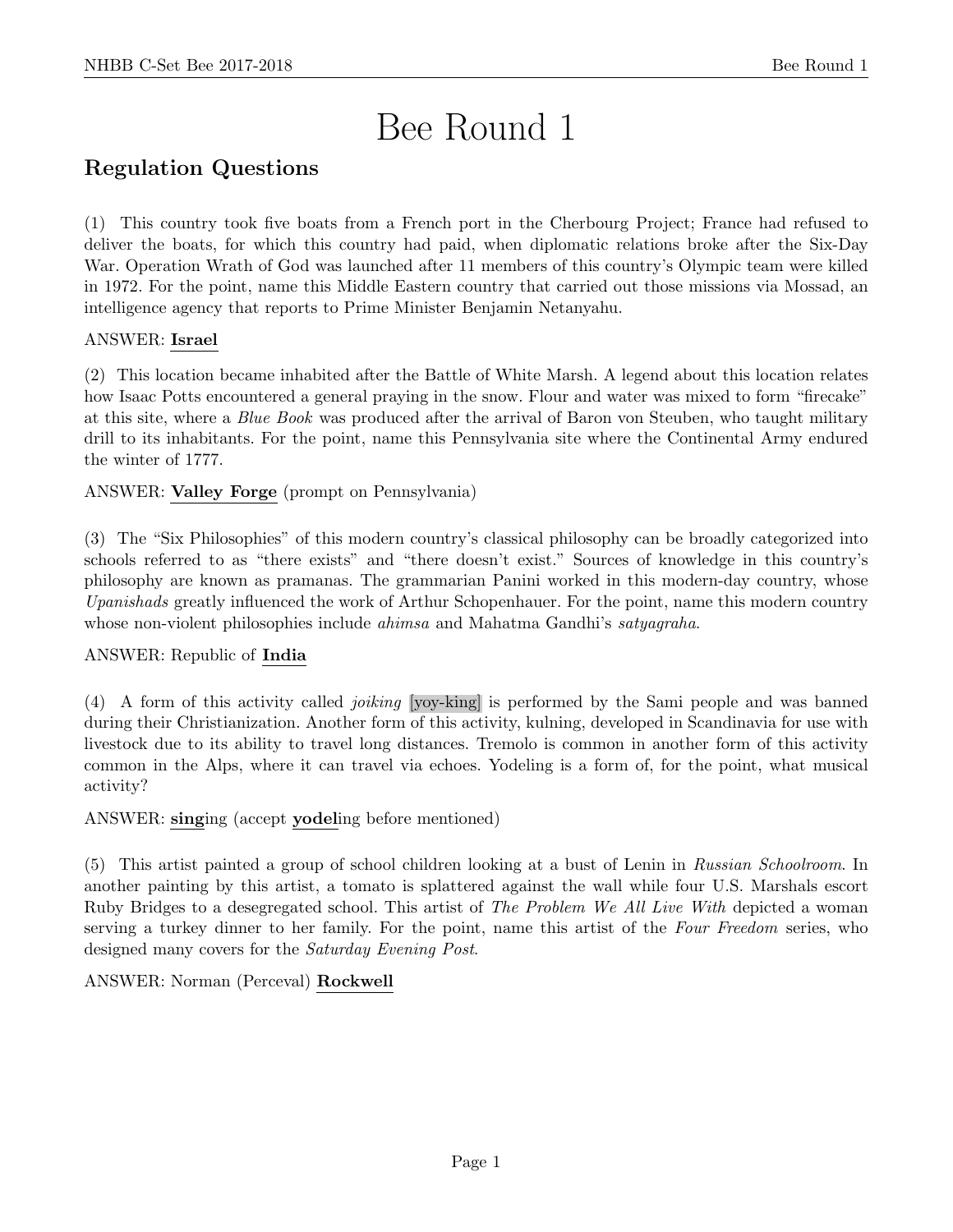# Bee Round 1

## Regulation Questions

(1) This country took five boats from a French port in the Cherbourg Project; France had refused to deliver the boats, for which this country had paid, when diplomatic relations broke after the Six-Day War. Operation Wrath of God was launched after 11 members of this country's Olympic team were killed in 1972. For the point, name this Middle Eastern country that carried out those missions via Mossad, an intelligence agency that reports to Prime Minister Benjamin Netanyahu.

ANSWER: **Israel**

(2) This location became inhabited after the Battle of White Marsh. A legend about this location relates how Isaac Potts encountered a general praying in the snow. Flour and water was mixed to form "firecake" at this site, where a *Blue Book* was produced after the arrival of Baron von Steuben, who taught military drill to its inhabitants. For the point, name this Pennsylvania site where the Continental Army endured the winter of 1777.

ANSWER: **Valley Forge** (prompt on Pennsylvania)

(3) The "Six Philosophies" of this modern country's classical philosophy can be broadly categorized into schools referred to as "there exists" and "there doesn't exist." Sources of knowledge in this country's philosophy are known as pramanas. The grammarian Panini worked in this modern-day country, whose *Upanishads* greatly influenced the work of Arthur Schopenhauer. For the point, name this modern country whose non-violent philosophies include *ahimsa* and Mahatma Gandhi's *satyagraha*.

ANSWER: Republic of **India**

(4) A form of this activity called *joiking* [yoy-king] is performed by the Sami people and was banned during their Christianization. Another form of this activity, kulning, developed in Scandinavia for use with livestock due to its ability to travel long distances. Tremolo is common in another form of this activity common in the Alps, where it can travel via echoes. Yodeling is a form of, for the point, what musical activity?

ANSWER: **sing**ing (accept **yodel**ing before mentioned)

(5) This artist painted a group of school children looking at a bust of Lenin in *Russian Schoolroom*. In another painting by this artist, a tomato is splattered against the wall while four U.S. Marshals escort Ruby Bridges to a desegregated school. This artist of *The Problem We All Live With* depicted a woman serving a turkey dinner to her family. For the point, name this artist of the *Four Freedom* series, who designed many covers for the *Saturday Evening Post*.

ANSWER: Norman (Perceval) **Rockwell**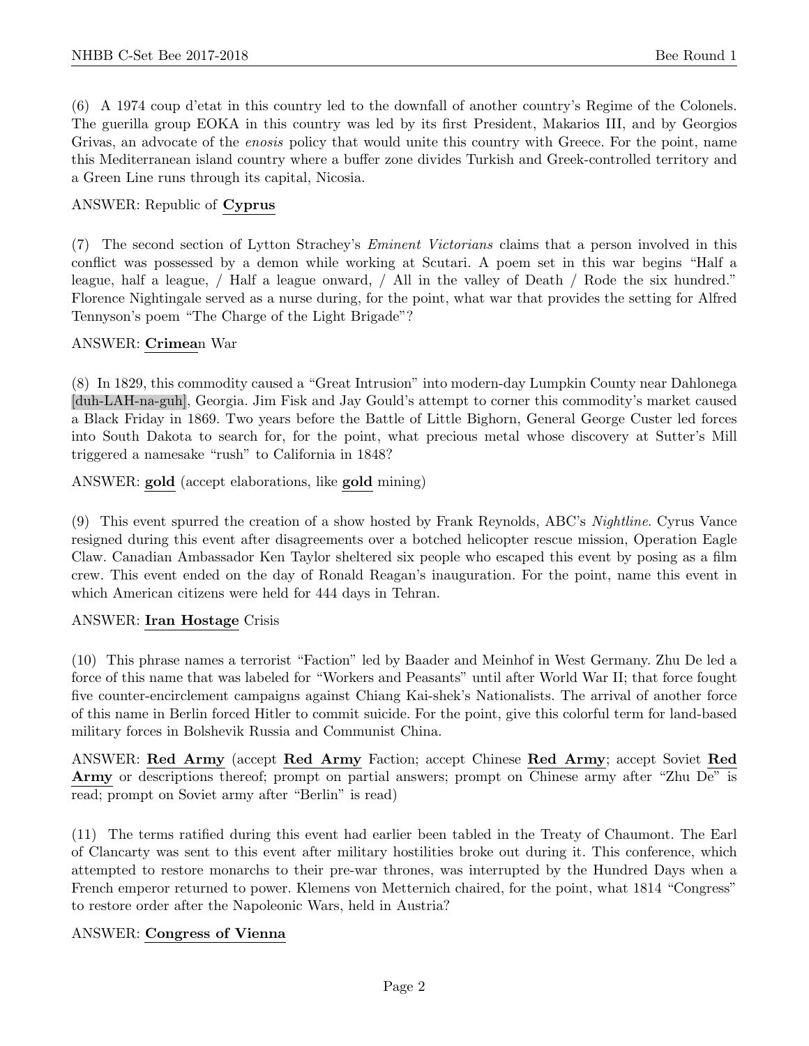(6) A 1974 coup d'etat in this country led to the downfall of another country's Regime of the Colonels. The guerilla group EOKA in this country was led by its first President, Makarios III, and by Georgios Grivas, an advocate of the *enosis* policy that would unite this country with Greece. For the point, name this Mediterranean island country where a buffer zone divides Turkish and Greek-controlled territory and a Green Line runs through its capital, Nicosia.

ANSWER: Republic of **Cyprus**

(7) The second section of Lytton Strachey's *Eminent Victorians* claims that a person involved in this conflict was possessed by a demon while working at Scutari. A poem set in this war begins "Half a league, half a league, / Half a league onward, / All in the valley of Death / Rode the six hundred." Florence Nightingale served as a nurse during, for the point, what war that provides the setting for Alfred Tennyson's poem "The Charge of the Light Brigade"?

ANSWER: **Crimea**n War

(8) In 1829, this commodity caused a "Great Intrusion" into modern-day Lumpkin County near Dahlonega [duh-LAH-na-guh], Georgia. Jim Fisk and Jay Gould's attempt to corner this commodity's market caused a Black Friday in 1869. Two years before the Battle of Little Bighorn, General George Custer led forces into South Dakota to search for, for the point, what precious metal whose discovery at Sutter's Mill triggered a namesake "rush" to California in 1848?

ANSWER: **gold** (accept elaborations, like **gold** mining)

(9) This event spurred the creation of a show hosted by Frank Reynolds, ABC's *Nightline*. Cyrus Vance resigned during this event after disagreements over a botched helicopter rescue mission, Operation Eagle Claw. Canadian Ambassador Ken Taylor sheltered six people who escaped this event by posing as a film crew. This event ended on the day of Ronald Reagan's inauguration. For the point, name this event in which American citizens were held for 444 days in Tehran.

ANSWER: **Iran Hostage** Crisis

(10) This phrase names a terrorist "Faction" led by Baader and Meinhof in West Germany. Zhu De led a force of this name that was labeled for "Workers and Peasants" until after World War II; that force fought five counter-encirclement campaigns against Chiang Kai-shek's Nationalists. The arrival of another force of this name in Berlin forced Hitler to commit suicide. For the point, give this colorful term for land-based military forces in Bolshevik Russia and Communist China.

ANSWER: **Red Army** (accept **Red Army** Faction; accept Chinese **Red Army**; accept Soviet **Red Army** or descriptions thereof; prompt on partial answers; prompt on Chinese army after "Zhu De" is read; prompt on Soviet army after "Berlin" is read)

(11) The terms ratified during this event had earlier been tabled in the Treaty of Chaumont. The Earl of Clancarty was sent to this event after military hostilities broke out during it. This conference, which attempted to restore monarchs to their pre-war thrones, was interrupted by the Hundred Days when a French emperor returned to power. Klemens von Metternich chaired, for the point, what 1814 "Congress" to restore order after the Napoleonic Wars, held in Austria?

ANSWER: **Congress of Vienna**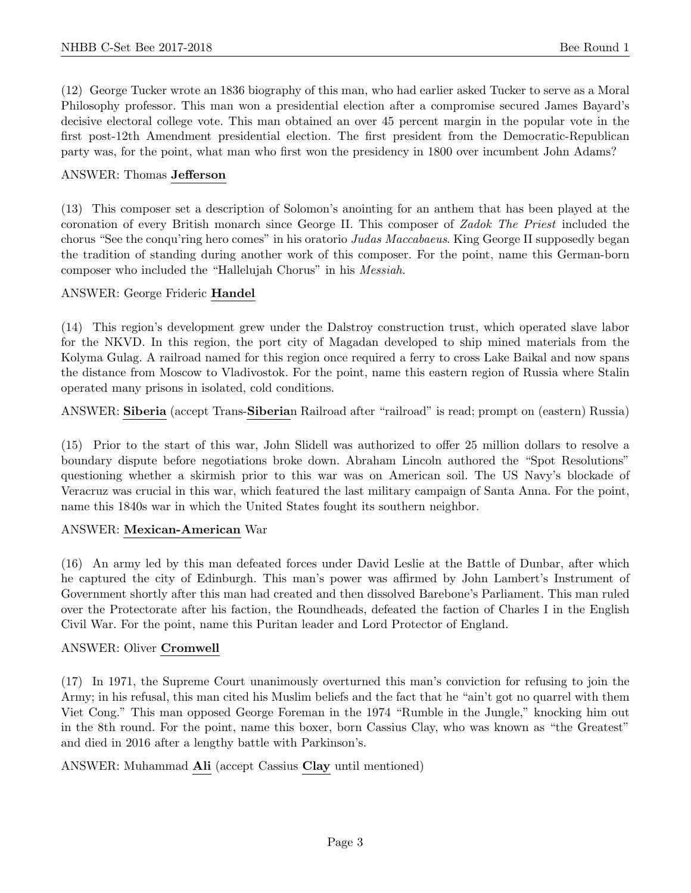(12) George Tucker wrote an 1836 biography of this man, who had earlier asked Tucker to serve as a Moral Philosophy professor. This man won a presidential election after a compromise secured James Bayard's decisive electoral college vote. This man obtained an over 45 percent margin in the popular vote in the first post-12th Amendment presidential election. The first president from the Democratic-Republican party was, for the point, what man who first won the presidency in 1800 over incumbent John Adams?

ANSWER: Thomas **Jefferson**

(13) This composer set a description of Solomon's anointing for an anthem that has been played at the coronation of every British monarch since George II. This composer of *Zadok The Priest* included the chorus "See the conqu'ring hero comes" in his oratorio *Judas Maccabaeus*. King George II supposedly began the tradition of standing during another work of this composer. For the point, name this German-born composer who included the "Hallelujah Chorus" in his *Messiah*.

ANSWER: George Frideric **Handel**

(14) This region's development grew under the Dalstroy construction trust, which operated slave labor for the NKVD. In this region, the port city of Magadan developed to ship mined materials from the Kolyma Gulag. A railroad named for this region once required a ferry to cross Lake Baikal and now spans the distance from Moscow to Vladivostok. For the point, name this eastern region of Russia where Stalin operated many prisons in isolated, cold conditions.

ANSWER: **Siberia** (accept Trans-**Siberia**n Railroad after "railroad" is read; prompt on (eastern) Russia)

(15) Prior to the start of this war, John Slidell was authorized to offer 25 million dollars to resolve a boundary dispute before negotiations broke down. Abraham Lincoln authored the "Spot Resolutions" questioning whether a skirmish prior to this war was on American soil. The US Navy's blockade of Veracruz was crucial in this war, which featured the last military campaign of Santa Anna. For the point, name this 1840s war in which the United States fought its southern neighbor.

ANSWER: **Mexican-American** War

(16) An army led by this man defeated forces under David Leslie at the Battle of Dunbar, after which he captured the city of Edinburgh. This man's power was affirmed by John Lambert's Instrument of Government shortly after this man had created and then dissolved Barebone's Parliament. This man ruled over the Protectorate after his faction, the Roundheads, defeated the faction of Charles I in the English Civil War. For the point, name this Puritan leader and Lord Protector of England.

ANSWER: Oliver **Cromwell**

(17) In 1971, the Supreme Court unanimously overturned this man's conviction for refusing to join the Army; in his refusal, this man cited his Muslim beliefs and the fact that he "ain't got no quarrel with them Viet Cong." This man opposed George Foreman in the 1974 "Rumble in the Jungle," knocking him out in the 8th round. For the point, name this boxer, born Cassius Clay, who was known as "the Greatest" and died in 2016 after a lengthy battle with Parkinson's.

ANSWER: Muhammad **Ali** (accept Cassius **Clay** until mentioned)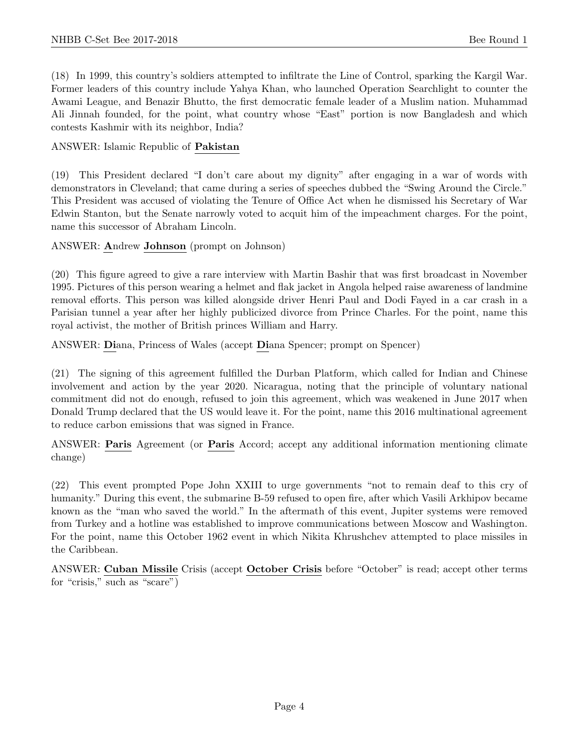(18) In 1999, this country's soldiers attempted to infiltrate the Line of Control, sparking the Kargil War. Former leaders of this country include Yahya Khan, who launched Operation Searchlight to counter the Awami League, and Benazir Bhutto, the first democratic female leader of a Muslim nation. Muhammad Ali Jinnah founded, for the point, what country whose "East" portion is now Bangladesh and which contests Kashmir with its neighbor, India?

ANSWER: Islamic Republic of **Pakistan**

(19) This President declared "I don't care about my dignity" after engaging in a war of words with demonstrators in Cleveland; that came during a series of speeches dubbed the "Swing Around the Circle." This President was accused of violating the Tenure of Office Act when he dismissed his Secretary of War Edwin Stanton, but the Senate narrowly voted to acquit him of the impeachment charges. For the point, name this successor of Abraham Lincoln.

ANSWER: **A**ndrew **Johnson** (prompt on Johnson)

(20) This figure agreed to give a rare interview with Martin Bashir that was first broadcast in November 1995. Pictures of this person wearing a helmet and flak jacket in Angola helped raise awareness of landmine removal efforts. This person was killed alongside driver Henri Paul and Dodi Fayed in a car crash in a Parisian tunnel a year after her highly publicized divorce from Prince Charles. For the point, name this royal activist, the mother of British princes William and Harry.

ANSWER: **Di**ana, Princess of Wales (accept **Di**ana Spencer; prompt on Spencer)

(21) The signing of this agreement fulfilled the Durban Platform, which called for Indian and Chinese involvement and action by the year 2020. Nicaragua, noting that the principle of voluntary national commitment did not do enough, refused to join this agreement, which was weakened in June 2017 when Donald Trump declared that the US would leave it. For the point, name this 2016 multinational agreement to reduce carbon emissions that was signed in France.

ANSWER: **Paris** Agreement (or **Paris** Accord; accept any additional information mentioning climate change)

(22) This event prompted Pope John XXIII to urge governments "not to remain deaf to this cry of humanity." During this event, the submarine B-59 refused to open fire, after which Vasili Arkhipov became known as the "man who saved the world." In the aftermath of this event, Jupiter systems were removed from Turkey and a hotline was established to improve communications between Moscow and Washington. For the point, name this October 1962 event in which Nikita Khrushchev attempted to place missiles in the Caribbean.

ANSWER: **Cuban Missile** Crisis (accept **October Crisis** before "October" is read; accept other terms for "crisis," such as "scare")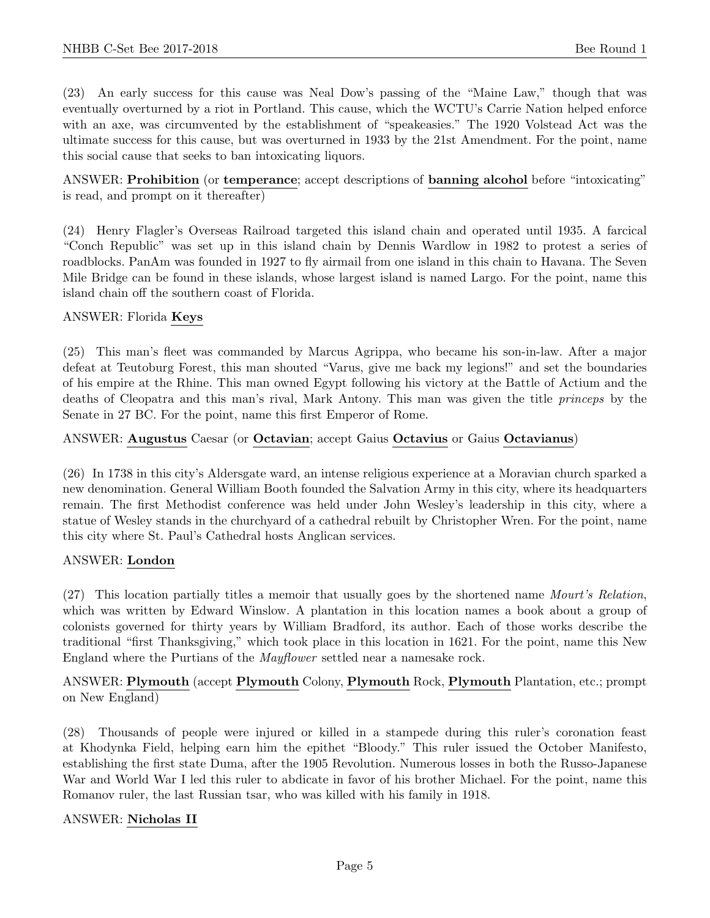(23) An early success for this cause was Neal Dow's passing of the "Maine Law," though that was eventually overturned by a riot in Portland. This cause, which the WCTU's Carrie Nation helped enforce with an axe, was circumvented by the establishment of "speakeasies." The 1920 Volstead Act was the ultimate success for this cause, but was overturned in 1933 by the 21st Amendment. For the point, name this social cause that seeks to ban intoxicating liquors.

ANSWER: **Prohibition** (or **temperance**; accept descriptions of **banning alcohol** before "intoxicating" is read, and prompt on it thereafter)

(24) Henry Flagler's Overseas Railroad targeted this island chain and operated until 1935. A farcical "Conch Republic" was set up in this island chain by Dennis Wardlow in 1982 to protest a series of roadblocks. PanAm was founded in 1927 to fly airmail from one island in this chain to Havana. The Seven Mile Bridge can be found in these islands, whose largest island is named Largo. For the point, name this island chain off the southern coast of Florida.

ANSWER: Florida **Keys**

(25) This man's fleet was commanded by Marcus Agrippa, who became his son-in-law. After a major defeat at Teutoburg Forest, this man shouted "Varus, give me back my legions!" and set the boundaries of his empire at the Rhine. This man owned Egypt following his victory at the Battle of Actium and the deaths of Cleopatra and this man's rival, Mark Antony. This man was given the title *princeps* by the Senate in 27 BC. For the point, name this first Emperor of Rome.

ANSWER: **Augustus** Caesar (or **Octavian**; accept Gaius **Octavius** or Gaius **Octavianus**)

(26) In 1738 in this city's Aldersgate ward, an intense religious experience at a Moravian church sparked a new denomination. General William Booth founded the Salvation Army in this city, where its headquarters remain. The first Methodist conference was held under John Wesley's leadership in this city, where a statue of Wesley stands in the churchyard of a cathedral rebuilt by Christopher Wren. For the point, name this city where St. Paul's Cathedral hosts Anglican services.

ANSWER: **London**

(27) This location partially titles a memoir that usually goes by the shortened name *Mourt's Relation*, which was written by Edward Winslow. A plantation in this location names a book about a group of colonists governed for thirty years by William Bradford, its author. Each of those works describe the traditional "first Thanksgiving," which took place in this location in 1621. For the point, name this New England where the Purtians of the *Mayflower* settled near a namesake rock.

ANSWER: **Plymouth** (accept **Plymouth** Colony, **Plymouth** Rock, **Plymouth** Plantation, etc.; prompt on New England)

(28) Thousands of people were injured or killed in a stampede during this ruler's coronation feast at Khodynka Field, helping earn him the epithet "Bloody." This ruler issued the October Manifesto, establishing the first state Duma, after the 1905 Revolution. Numerous losses in both the Russo-Japanese War and World War I led this ruler to abdicate in favor of his brother Michael. For the point, name this Romanov ruler, the last Russian tsar, who was killed with his family in 1918.

ANSWER: **Nicholas II**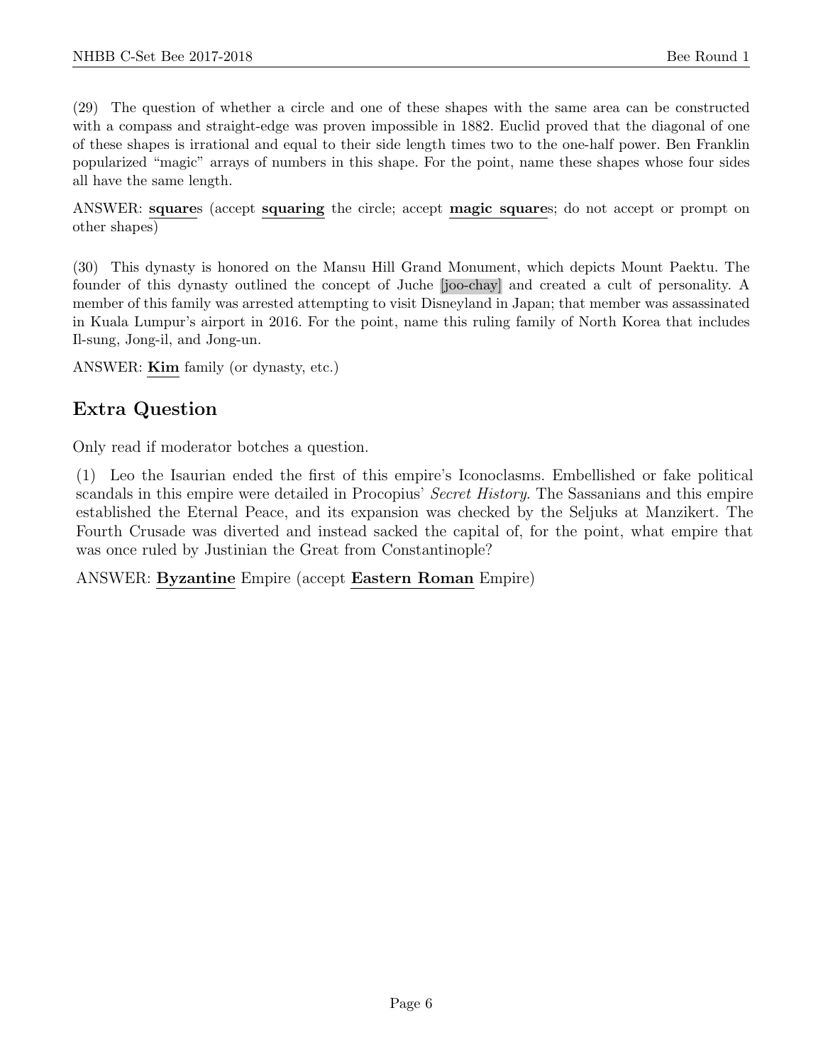(29) The question of whether a circle and one of these shapes with the same area can be constructed with a compass and straight-edge was proven impossible in 1882. Euclid proved that the diagonal of one of these shapes is irrational and equal to their side length times two to the one-half power. Ben Franklin popularized "magic" arrays of numbers in this shape. For the point, name these shapes whose four sides all have the same length.

ANSWER: **square**s (accept **squaring** the circle; accept **magic square**s; do not accept or prompt on other shapes)

(30) This dynasty is honored on the Mansu Hill Grand Monument, which depicts Mount Paektu. The founder of this dynasty outlined the concept of Juche [joo-chay] and created a cult of personality. A member of this family was arrested attempting to visit Disneyland in Japan; that member was assassinated in Kuala Lumpur's airport in 2016. For the point, name this ruling family of North Korea that includes Il-sung, Jong-il, and Jong-un.

ANSWER: **Kim** family (or dynasty, etc.)

## Extra Question

Only read if moderator botches a question.

(1) Leo the Isaurian ended the first of this empire's Iconoclasms. Embellished or fake political scandals in this empire were detailed in Procopius' *Secret History*. The Sassanians and this empire established the Eternal Peace, and its expansion was checked by the Seljuks at Manzikert. The Fourth Crusade was diverted and instead sacked the capital of, for the point, what empire that was once ruled by Justinian the Great from Constantinople?

ANSWER: **Byzantine** Empire (accept **Eastern Roman** Empire)